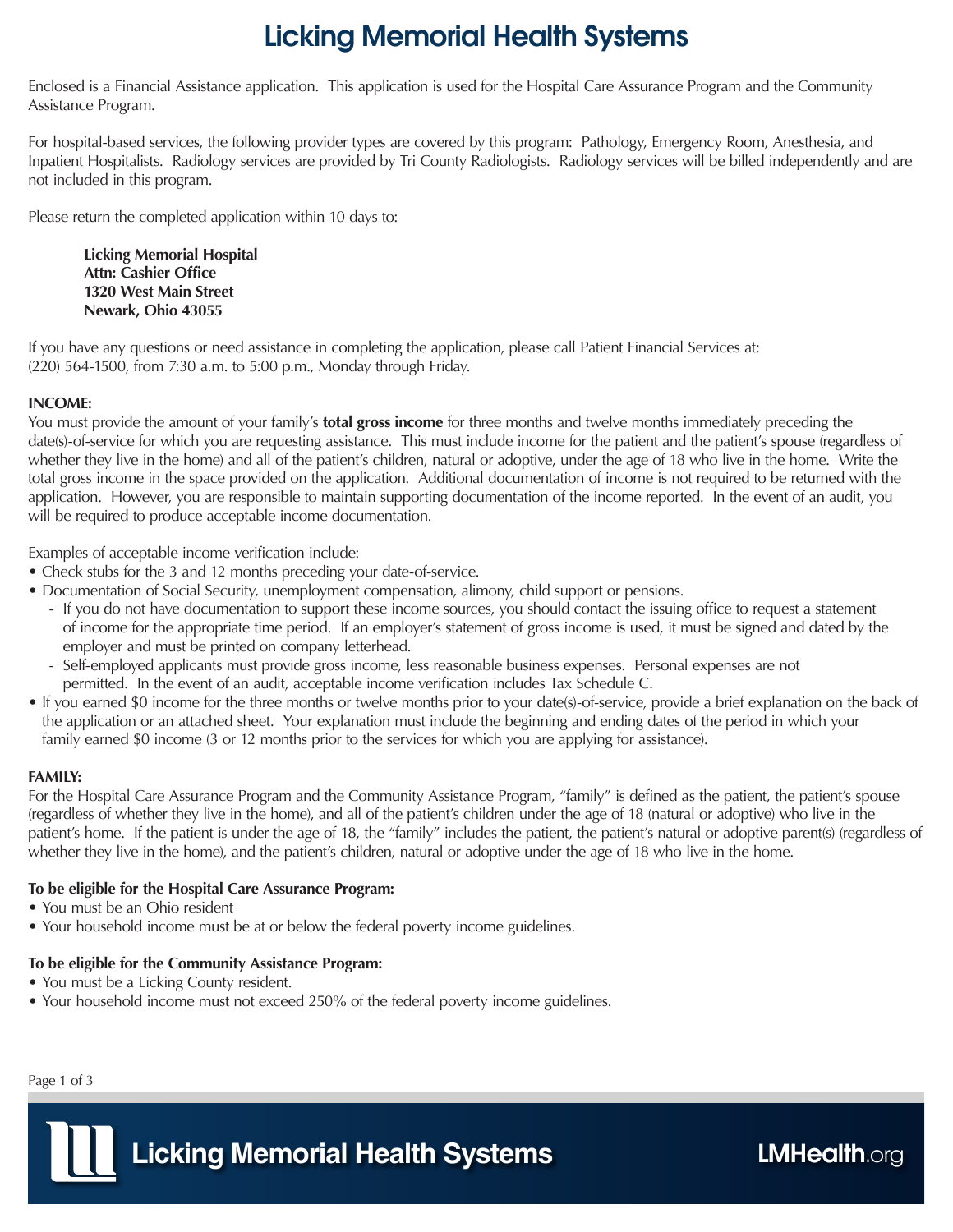# Licking Memorial Health Systems

Enclosed is a Financial Assistance application. This application is used for the Hospital Care Assurance Program and the Community Assistance Program.

For hospital-based services, the following provider types are covered by this program: Pathology, Emergency Room, Anesthesia, and Inpatient Hospitalists. Radiology services are provided by Tri County Radiologists. Radiology services will be billed independently and are not included in this program.

Please return the completed application within 10 days to:

**Licking Memorial Hospital**
**Attn: Cashier Office**
**1320 West Main Street**
**Newark, Ohio 43055**

If you have any questions or need assistance in completing the application, please call Patient Financial Services at: (220) 564-1500, from 7:30 a.m. to 5:00 p.m., Monday through Friday.

**INCOME:**

You must provide the amount of your family's **total gross income** for three months and twelve months immediately preceding the date(s)-of-service for which you are requesting assistance. This must include income for the patient and the patient's spouse (regardless of whether they live in the home) and all of the patient's children, natural or adoptive, under the age of 18 who live in the home. Write the total gross income in the space provided on the application. Additional documentation of income is not required to be returned with the application. However, you are responsible to maintain supporting documentation of the income reported. In the event of an audit, you will be required to produce acceptable income documentation.

Examples of acceptable income verification include:

- Check stubs for the 3 and 12 months preceding your date-of-service.
- Documentation of Social Security, unemployment compensation, alimony, child support or pensions.
  - If you do not have documentation to support these income sources, you should contact the issuing office to request a statement of income for the appropriate time period. If an employer's statement of gross income is used, it must be signed and dated by the employer and must be printed on company letterhead.
  - Self-employed applicants must provide gross income, less reasonable business expenses. Personal expenses are not permitted. In the event of an audit, acceptable income verification includes Tax Schedule C.
- If you earned $0 income for the three months or twelve months prior to your date(s)-of-service, provide a brief explanation on the back of the application or an attached sheet. Your explanation must include the beginning and ending dates of the period in which your family earned $0 income (3 or 12 months prior to the services for which you are applying for assistance).

**FAMILY:**

For the Hospital Care Assurance Program and the Community Assistance Program, "family" is defined as the patient, the patient's spouse (regardless of whether they live in the home), and all of the patient's children under the age of 18 (natural or adoptive) who live in the patient's home. If the patient is under the age of 18, the "family" includes the patient, the patient's natural or adoptive parent(s) (regardless of whether they live in the home), and the patient's children, natural or adoptive under the age of 18 who live in the home.

**To be eligible for the Hospital Care Assurance Program:**

- You must be an Ohio resident
- Your household income must be at or below the federal poverty income guidelines.

**To be eligible for the Community Assistance Program:**

- You must be a Licking County resident.
- Your household income must not exceed 250% of the federal poverty income guidelines.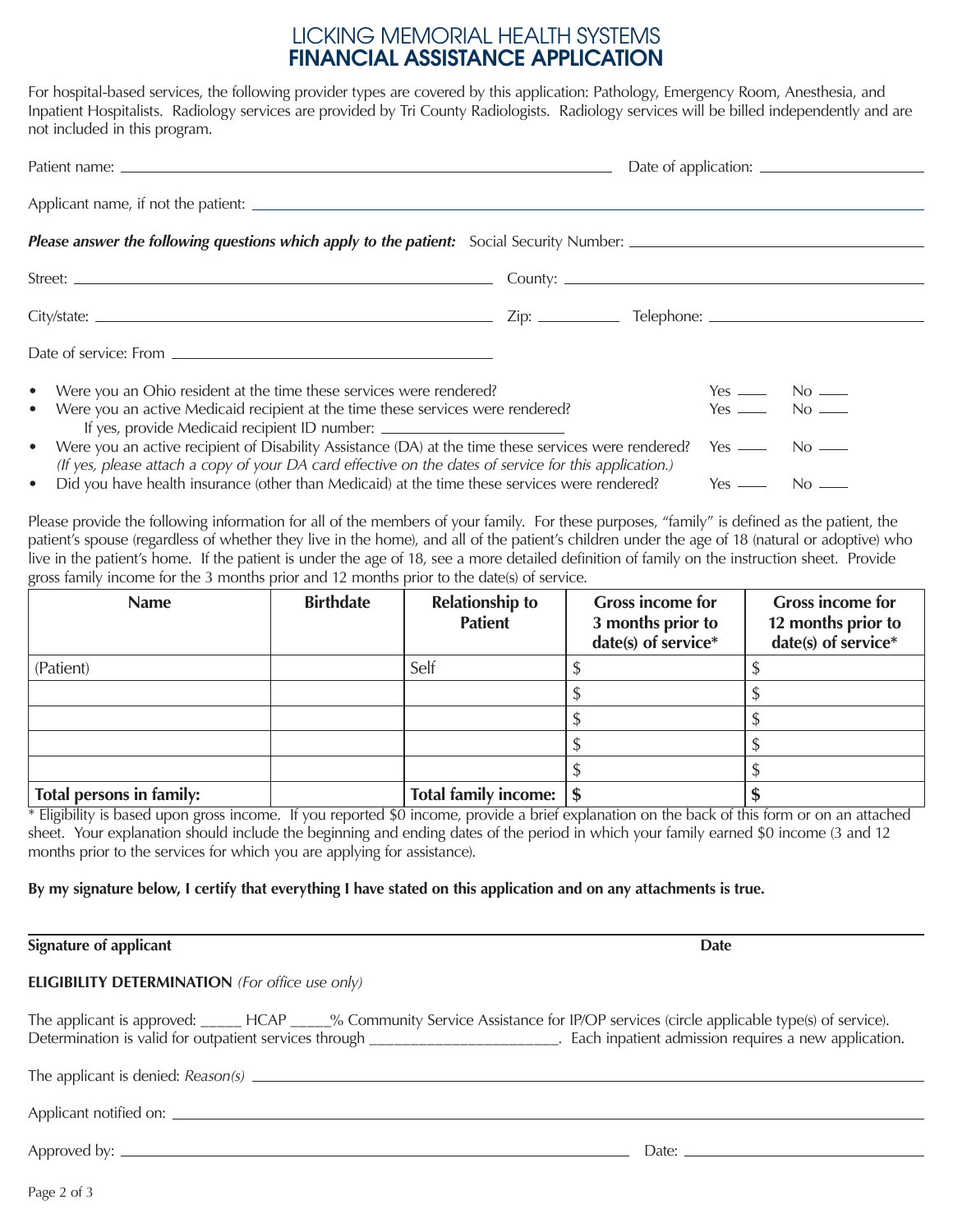# LICKING MEMORIAL HEALTH SYSTEMS
# FINANCIAL ASSISTANCE APPLICATION

For hospital-based services, the following provider types are covered by this application: Pathology, Emergency Room, Anesthesia, and Inpatient Hospitalists. Radiology services are provided by Tri County Radiologists. Radiology services will be billed independently and are not included in this program.

Patient name: ______________________________ Date of application: ______________

Applicant name, if not the patient: ______________________________

***Please answer the following questions which apply to the patient:*** Social Security Number: ______________

Street: ______________________________ County: ______________

City/state: ______________________________ Zip: ________ Telephone: ______________

Date of service: From ______________________________

- Were you an Ohio resident at the time these services were rendered? Yes ____ No ____
- Were you an active Medicaid recipient at the time these services were rendered? Yes ____ No ____
  If yes, provide Medicaid recipient ID number: ______________
- Were you an active recipient of Disability Assistance (DA) at the time these services were rendered? Yes ____ No ____
  *(If yes, please attach a copy of your DA card effective on the dates of service for this application.)*
- Did you have health insurance (other than Medicaid) at the time these services were rendered? Yes ____ No ____

Please provide the following information for all of the members of your family. For these purposes, "family" is defined as the patient, the patient's spouse (regardless of whether they live in the home), and all of the patient's children under the age of 18 (natural or adoptive) who live in the patient's home. If the patient is under the age of 18, see a more detailed definition of family on the instruction sheet. Provide gross family income for the 3 months prior and 12 months prior to the date(s) of service.

| Name | Birthdate | Relationship to Patient | Gross income for 3 months prior to date(s) of service* | Gross income for 12 months prior to date(s) of service* |
|---|---|---|---|---|
| (Patient) | | Self | $ | $ |
| | | | $ | $ |
| | | | $ | $ |
| | | | $ | $ |
| | | | $ | $ |
| **Total persons in family:** | | **Total family income:** | **$** | **$** |

\* Eligibility is based upon gross income. If you reported $0 income, provide a brief explanation on the back of this form or on an attached sheet. Your explanation should include the beginning and ending dates of the period in which your family earned $0 income (3 and 12 months prior to the services for which you are applying for assistance).

**By my signature below, I certify that everything I have stated on this application and on any attachments is true.**

______________________________

**Signature of applicant** **Date**

**ELIGIBILITY DETERMINATION** *(For office use only)*

The applicant is approved: _____ HCAP _____% Community Service Assistance for IP/OP services (circle applicable type(s) of service). Determination is valid for outpatient services through ______________________. Each inpatient admission requires a new application.

The applicant is denied: *Reason(s)* ______________________________

Applicant notified on: ______________________________

Approved by: ______________________________ Date: ______________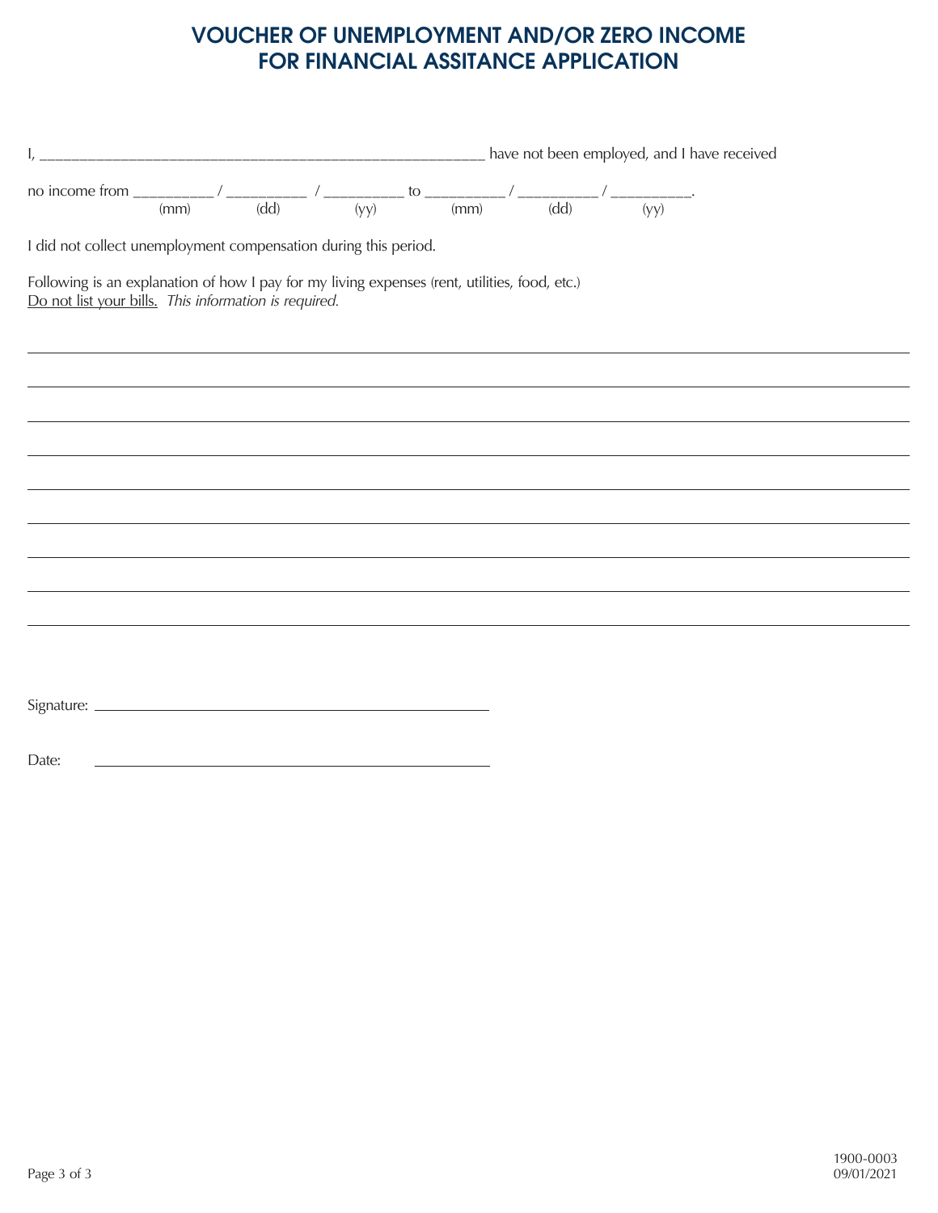# VOUCHER OF UNEMPLOYMENT AND/OR ZERO INCOME FOR FINANCIAL ASSITANCE APPLICATION

I, ____________________________________________________ have not been employed, and I have received

no income from __________ / __________ / __________ to __________ / __________ / __________.
(mm) (dd) (yy) (mm) (dd) (yy)

I did not collect unemployment compensation during this period.

Following is an explanation of how I pay for my living expenses (rent, utilities, food, etc.)
Do not list your bills. *This information is required.*

______________________________________________________________________________

______________________________________________________________________________

______________________________________________________________________________

______________________________________________________________________________

______________________________________________________________________________

______________________________________________________________________________

______________________________________________________________________________

______________________________________________________________________________

______________________________________________________________________________

Signature: ______________________________________________

Date: ______________________________________________

1900-0003
09/01/2021